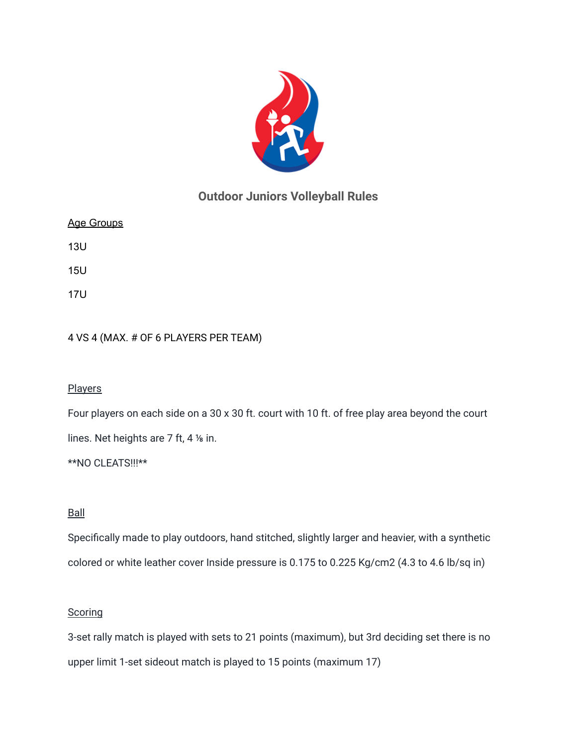# Outdoor Juniors Volleyball Rules

Age Groups

13U

15U

17U

4 VS 4 (MAX. # OF 6 PLAYERS PER TEAM)

Players

Four players on each side on a 30 x 30 ft. court with 10 ft. of free play area beyond the court lines. Net heights are 7 ft, 4 ⅛ in.

**NO CLEATS!!!**

Ball

Specifically made to play outdoors, hand stitched, slightly larger and heavier, with a synthetic colored or white leather cover Inside pressure is 0.175 to 0.225 Kg/cm2 (4.3 to 4.6 lb/sq in)

Scoring

3-set rally match is played with sets to 21 points (maximum), but 3rd deciding set there is no upper limit 1-set sideout match is played to 15 points (maximum 17)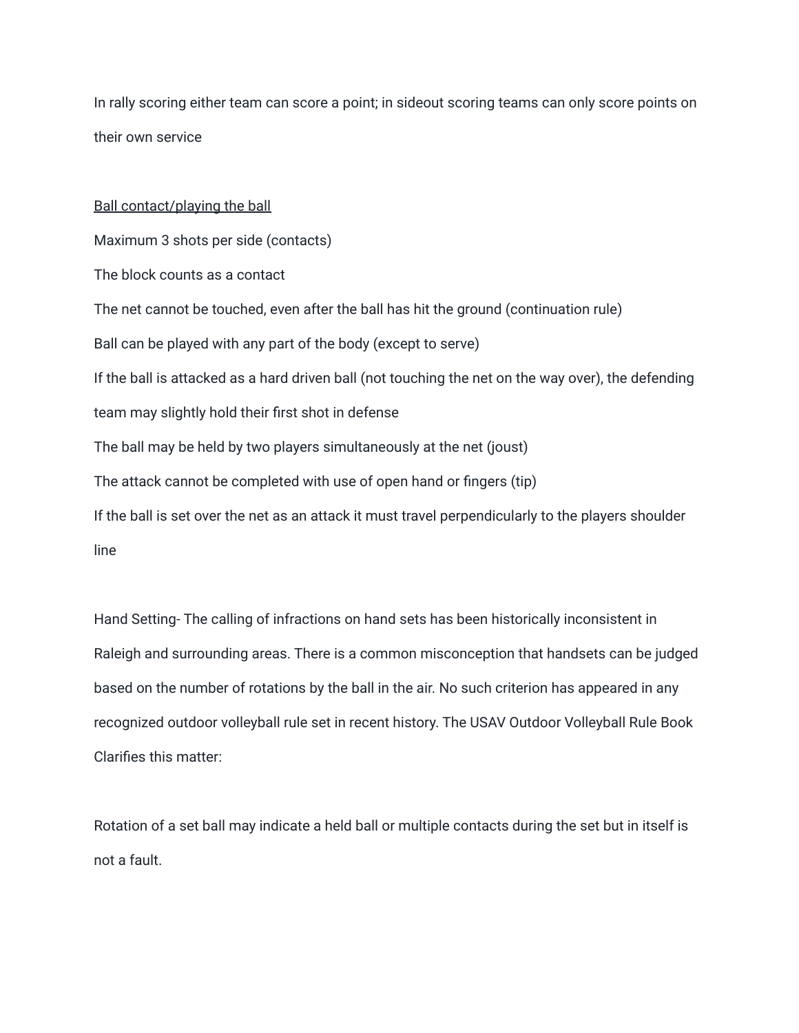In rally scoring either team can score a point; in sideout scoring teams can only score points on their own service

<u>Ball contact/playing the ball</u>

Maximum 3 shots per side (contacts)

The block counts as a contact

The net cannot be touched, even after the ball has hit the ground (continuation rule)

Ball can be played with any part of the body (except to serve)

If the ball is attacked as a hard driven ball (not touching the net on the way over), the defending team may slightly hold their first shot in defense

The ball may be held by two players simultaneously at the net (joust)

The attack cannot be completed with use of open hand or fingers (tip)

If the ball is set over the net as an attack it must travel perpendicularly to the players shoulder line

Hand Setting- The calling of infractions on hand sets has been historically inconsistent in Raleigh and surrounding areas. There is a common misconception that handsets can be judged based on the number of rotations by the ball in the air. No such criterion has appeared in any recognized outdoor volleyball rule set in recent history. The USAV Outdoor Volleyball Rule Book Clarifies this matter:

Rotation of a set ball may indicate a held ball or multiple contacts during the set but in itself is not a fault.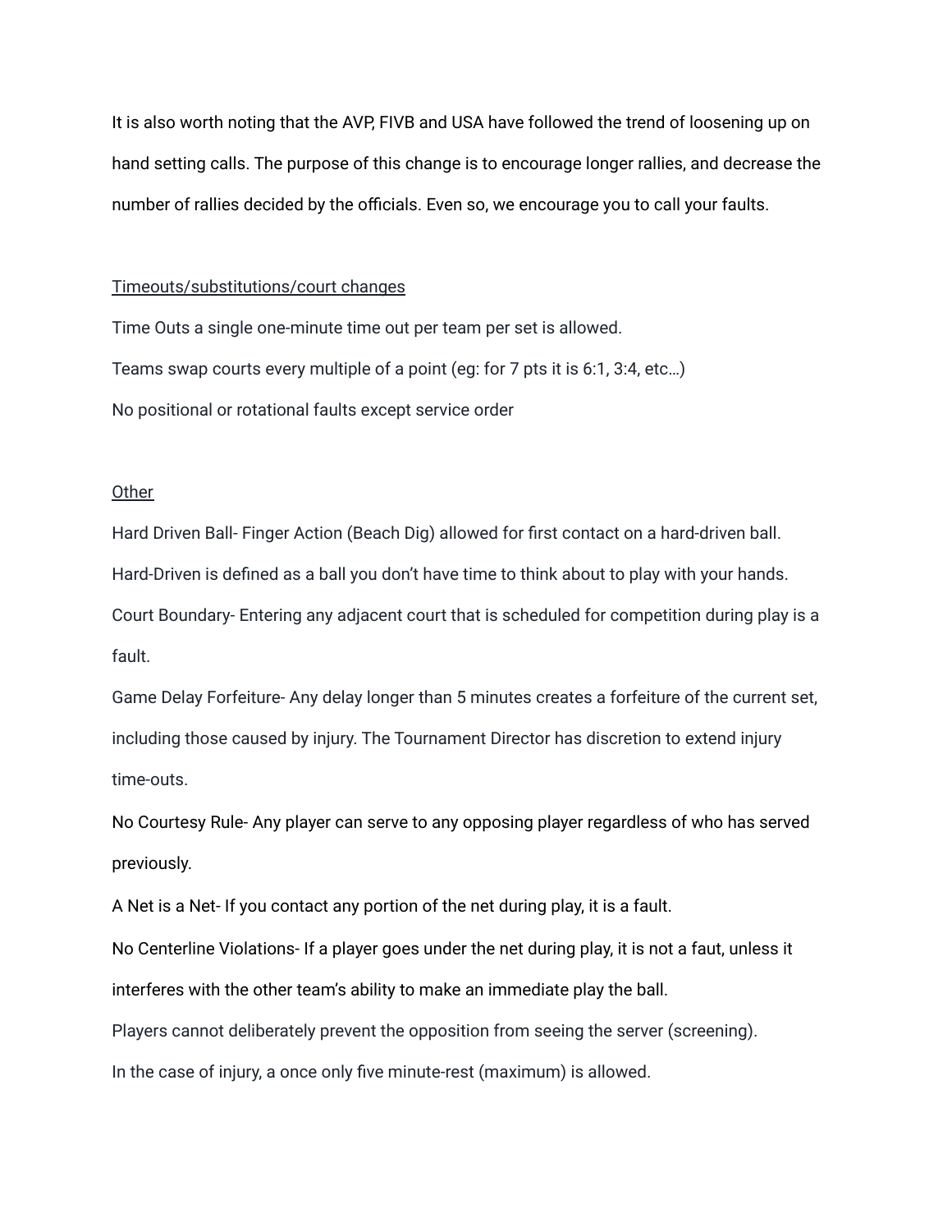It is also worth noting that the AVP, FIVB and USA have followed the trend of loosening up on hand setting calls. The purpose of this change is to encourage longer rallies, and decrease the number of rallies decided by the officials. Even so, we encourage you to call your faults.

<u>Timeouts/substitutions/court changes</u>

Time Outs a single one-minute time out per team per set is allowed.

Teams swap courts every multiple of a point (eg: for 7 pts it is 6:1, 3:4, etc…)

No positional or rotational faults except service order

<u>Other</u>

Hard Driven Ball- Finger Action (Beach Dig) allowed for first contact on a hard-driven ball. Hard-Driven is defined as a ball you don't have time to think about to play with your hands.

Court Boundary- Entering any adjacent court that is scheduled for competition during play is a fault.

Game Delay Forfeiture- Any delay longer than 5 minutes creates a forfeiture of the current set, including those caused by injury. The Tournament Director has discretion to extend injury time-outs.

No Courtesy Rule- Any player can serve to any opposing player regardless of who has served previously.

A Net is a Net- If you contact any portion of the net during play, it is a fault.

No Centerline Violations- If a player goes under the net during play, it is not a faut, unless it interferes with the other team's ability to make an immediate play the ball.

Players cannot deliberately prevent the opposition from seeing the server (screening).

In the case of injury, a once only five minute-rest (maximum) is allowed.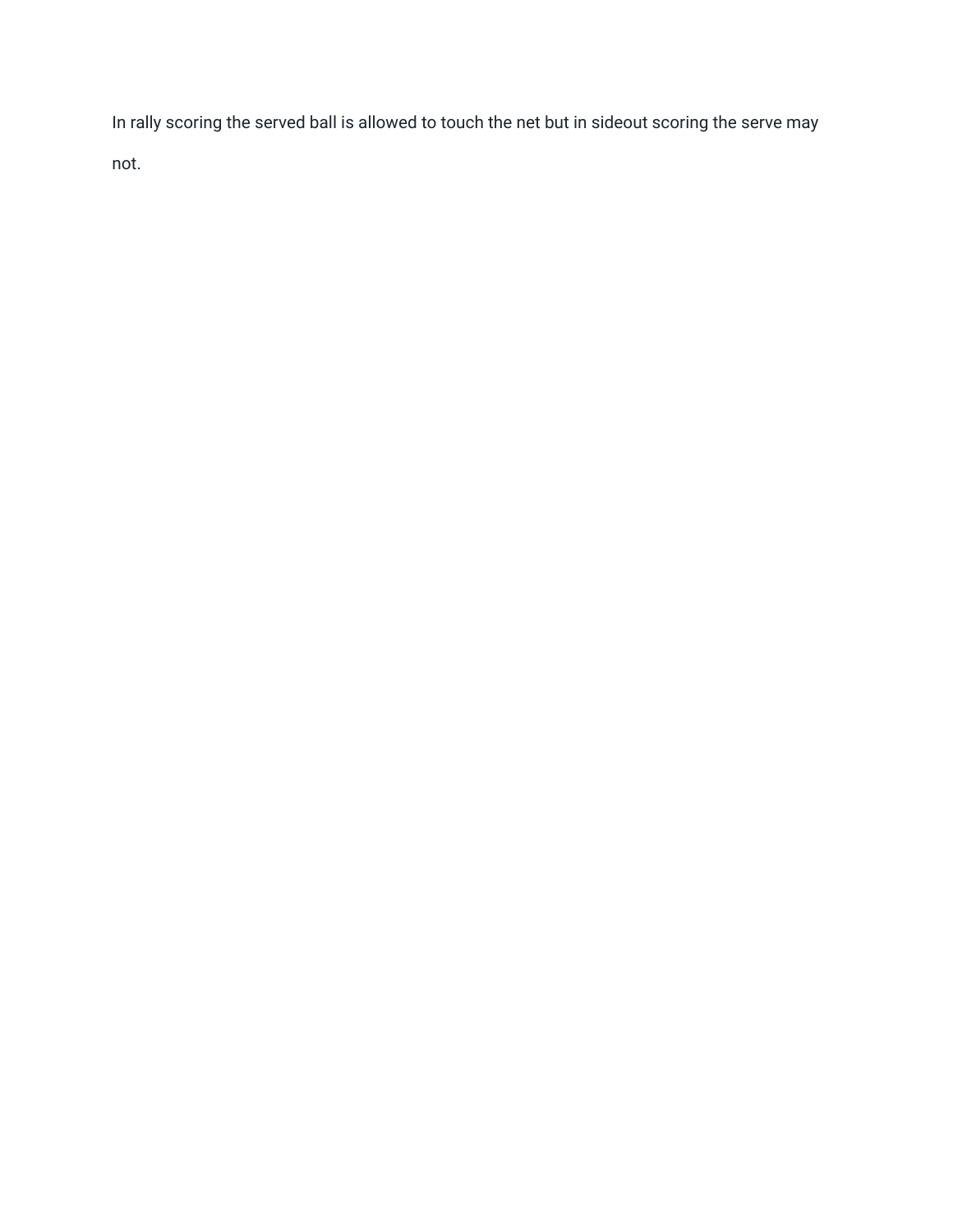In rally scoring the served ball is allowed to touch the net but in sideout scoring the serve may not.